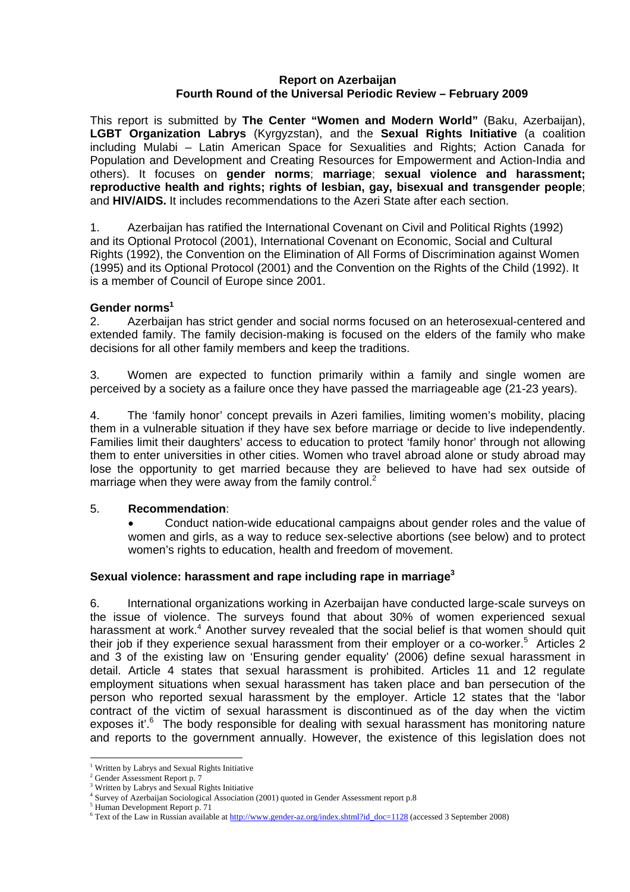**Report on Azerbaijan**
**Fourth Round of the Universal Periodic Review – February 2009**

This report is submitted by **The Center "Women and Modern World"** (Baku, Azerbaijan), **LGBT Organization Labrys** (Kyrgyzstan), and the **Sexual Rights Initiative** (a coalition including Mulabi – Latin American Space for Sexualities and Rights; Action Canada for Population and Development and Creating Resources for Empowerment and Action-India and others). It focuses on **gender norms**; **marriage**; **sexual violence and harassment; reproductive health and rights; rights of lesbian, gay, bisexual and transgender people**; and **HIV/AIDS.** It includes recommendations to the Azeri State after each section.

1. Azerbaijan has ratified the International Covenant on Civil and Political Rights (1992) and its Optional Protocol (2001), International Covenant on Economic, Social and Cultural Rights (1992), the Convention on the Elimination of All Forms of Discrimination against Women (1995) and its Optional Protocol (2001) and the Convention on the Rights of the Child (1992). It is a member of Council of Europe since 2001.

**Gender norms**[1]

2. Azerbaijan has strict gender and social norms focused on an heterosexual-centered and extended family. The family decision-making is focused on the elders of the family who make decisions for all other family members and keep the traditions.

3. Women are expected to function primarily within a family and single women are perceived by a society as a failure once they have passed the marriageable age (21-23 years).

4. The 'family honor' concept prevails in Azeri families, limiting women's mobility, placing them in a vulnerable situation if they have sex before marriage or decide to live independently. Families limit their daughters' access to education to protect 'family honor' through not allowing them to enter universities in other cities. Women who travel abroad alone or study abroad may lose the opportunity to get married because they are believed to have had sex outside of marriage when they were away from the family control.[2]

5. **Recommendation**:

- Conduct nation-wide educational campaigns about gender roles and the value of women and girls, as a way to reduce sex-selective abortions (see below) and to protect women's rights to education, health and freedom of movement.

**Sexual violence: harassment and rape including rape in marriage**[3]

6. International organizations working in Azerbaijan have conducted large-scale surveys on the issue of violence. The surveys found that about 30% of women experienced sexual harassment at work.[4] Another survey revealed that the social belief is that women should quit their job if they experience sexual harassment from their employer or a co-worker.[5] Articles 2 and 3 of the existing law on 'Ensuring gender equality' (2006) define sexual harassment in detail. Article 4 states that sexual harassment is prohibited. Articles 11 and 12 regulate employment situations when sexual harassment has taken place and ban persecution of the person who reported sexual harassment by the employer. Article 12 states that the 'labor contract of the victim of sexual harassment is discontinued as of the day when the victim exposes it'.[6] The body responsible for dealing with sexual harassment has monitoring nature and reports to the government annually. However, the existence of this legislation does not

[1] Written by Labrys and Sexual Rights Initiative
[2] Gender Assessment Report p. 7
[3] Written by Labrys and Sexual Rights Initiative
[4] Survey of Azerbaijan Sociological Association (2001) quoted in Gender Assessment report p.8
[5] Human Development Report p. 71
[6] Text of the Law in Russian available at http://www.gender-az.org/index.shtml?id_doc=1128 (accessed 3 September 2008)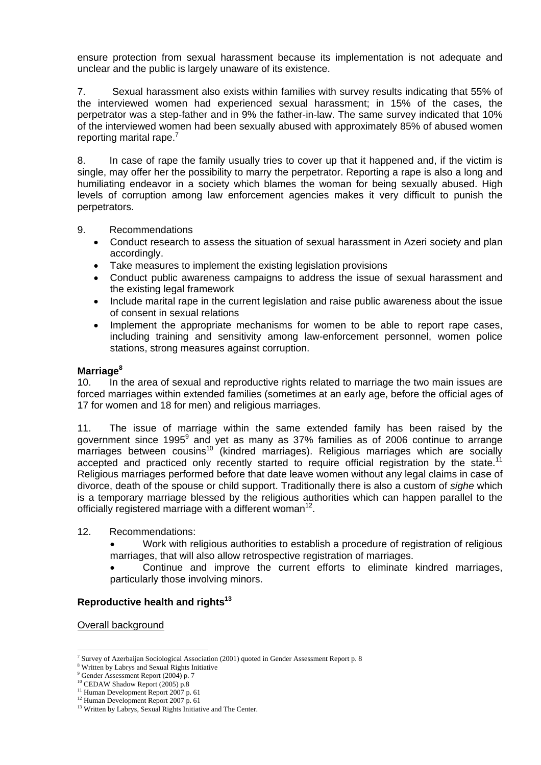ensure protection from sexual harassment because its implementation is not adequate and unclear and the public is largely unaware of its existence.

7. Sexual harassment also exists within families with survey results indicating that 55% of the interviewed women had experienced sexual harassment; in 15% of the cases, the perpetrator was a step-father and in 9% the father-in-law. The same survey indicated that 10% of the interviewed women had been sexually abused with approximately 85% of abused women reporting marital rape.[7]

8. In case of rape the family usually tries to cover up that it happened and, if the victim is single, may offer her the possibility to marry the perpetrator. Reporting a rape is also a long and humiliating endeavor in a society which blames the woman for being sexually abused. High levels of corruption among law enforcement agencies makes it very difficult to punish the perpetrators.

9. Recommendations

- Conduct research to assess the situation of sexual harassment in Azeri society and plan accordingly.
- Take measures to implement the existing legislation provisions
- Conduct public awareness campaigns to address the issue of sexual harassment and the existing legal framework
- Include marital rape in the current legislation and raise public awareness about the issue of consent in sexual relations
- Implement the appropriate mechanisms for women to be able to report rape cases, including training and sensitivity among law-enforcement personnel, women police stations, strong measures against corruption.

**Marriage[8]**

10. In the area of sexual and reproductive rights related to marriage the two main issues are forced marriages within extended families (sometimes at an early age, before the official ages of 17 for women and 18 for men) and religious marriages.

11. The issue of marriage within the same extended family has been raised by the government since 1995[9] and yet as many as 37% families as of 2006 continue to arrange marriages between cousins[10] (kindred marriages). Religious marriages which are socially accepted and practiced only recently started to require official registration by the state.[11] Religious marriages performed before that date leave women without any legal claims in case of divorce, death of the spouse or child support. Traditionally there is also a custom of *sighe* which is a temporary marriage blessed by the religious authorities which can happen parallel to the officially registered marriage with a different woman[12].

12. Recommendations:

- Work with religious authorities to establish a procedure of registration of religious marriages, that will also allow retrospective registration of marriages.
- Continue and improve the current efforts to eliminate kindred marriages, particularly those involving minors.

**Reproductive health and rights[13]**

Overall background

---

[7] Survey of Azerbaijan Sociological Association (2001) quoted in Gender Assessment Report p. 8
[8] Written by Labrys and Sexual Rights Initiative
[9] Gender Assessment Report (2004) p. 7
[10] CEDAW Shadow Report (2005) p.8
[11] Human Development Report 2007 p. 61
[12] Human Development Report 2007 p. 61
[13] Written by Labrys, Sexual Rights Initiative and The Center.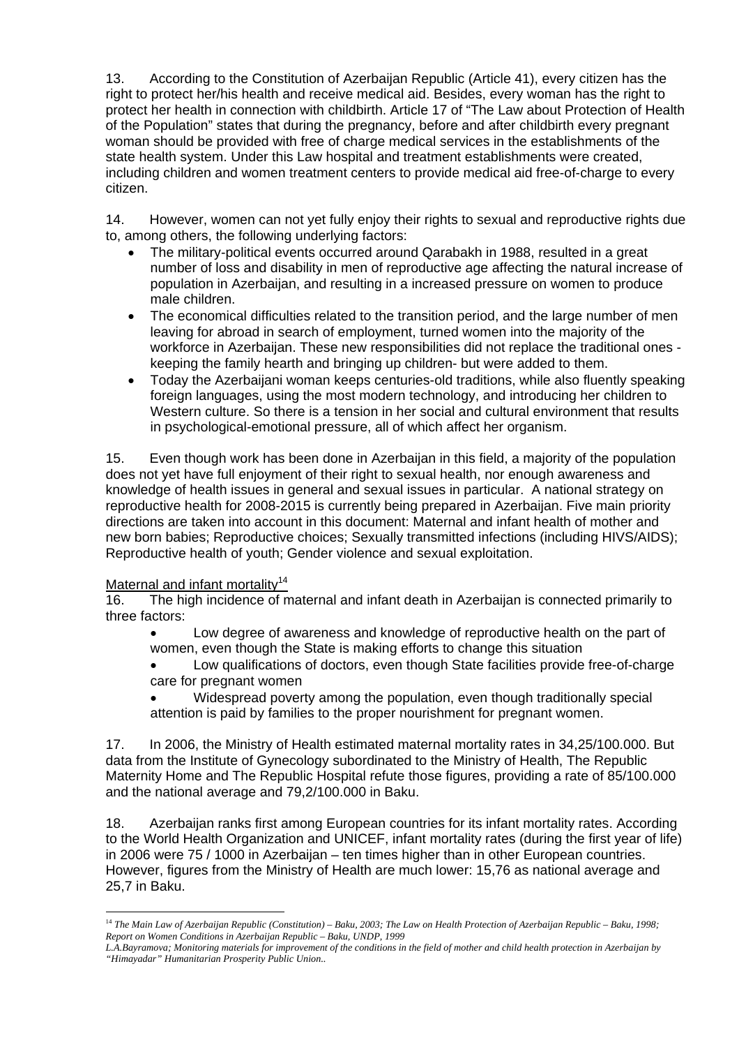13. According to the Constitution of Azerbaijan Republic (Article 41), every citizen has the right to protect her/his health and receive medical aid. Besides, every woman has the right to protect her health in connection with childbirth. Article 17 of "The Law about Protection of Health of the Population" states that during the pregnancy, before and after childbirth every pregnant woman should be provided with free of charge medical services in the establishments of the state health system. Under this Law hospital and treatment establishments were created, including children and women treatment centers to provide medical aid free-of-charge to every citizen.

14. However, women can not yet fully enjoy their rights to sexual and reproductive rights due to, among others, the following underlying factors:

- The military-political events occurred around Qarabakh in 1988, resulted in a great number of loss and disability in men of reproductive age affecting the natural increase of population in Azerbaijan, and resulting in a increased pressure on women to produce male children.
- The economical difficulties related to the transition period, and the large number of men leaving for abroad in search of employment, turned women into the majority of the workforce in Azerbaijan. These new responsibilities did not replace the traditional ones - keeping the family hearth and bringing up children- but were added to them.
- Today the Azerbaijani woman keeps centuries-old traditions, while also fluently speaking foreign languages, using the most modern technology, and introducing her children to Western culture. So there is a tension in her social and cultural environment that results in psychological-emotional pressure, all of which affect her organism.

15. Even though work has been done in Azerbaijan in this field, a majority of the population does not yet have full enjoyment of their right to sexual health, nor enough awareness and knowledge of health issues in general and sexual issues in particular. A national strategy on reproductive health for 2008-2015 is currently being prepared in Azerbaijan. Five main priority directions are taken into account in this document: Maternal and infant health of mother and new born babies; Reproductive choices; Sexually transmitted infections (including HIVS/AIDS); Reproductive health of youth; Gender violence and sexual exploitation.

Maternal and infant mortality[14]

16. The high incidence of maternal and infant death in Azerbaijan is connected primarily to three factors:

- Low degree of awareness and knowledge of reproductive health on the part of women, even though the State is making efforts to change this situation
- Low qualifications of doctors, even though State facilities provide free-of-charge care for pregnant women
- Widespread poverty among the population, even though traditionally special attention is paid by families to the proper nourishment for pregnant women.

17. In 2006, the Ministry of Health estimated maternal mortality rates in 34,25/100.000. But data from the Institute of Gynecology subordinated to the Ministry of Health, The Republic Maternity Home and The Republic Hospital refute those figures, providing a rate of 85/100.000 and the national average and 79,2/100.000 in Baku.

18. Azerbaijan ranks first among European countries for its infant mortality rates. According to the World Health Organization and UNICEF, infant mortality rates (during the first year of life) in 2006 were 75 / 1000 in Azerbaijan – ten times higher than in other European countries. However, figures from the Ministry of Health are much lower: 15,76 as national average and 25,7 in Baku.

---

[14] *The Main Law of Azerbaijan Republic (Constitution) – Baku, 2003; The Law on Health Protection of Azerbaijan Republic – Baku, 1998; Report on Women Conditions in Azerbaijan Republic – Baku, UNDP, 1999*

*L.A.Bayramova; Monitoring materials for improvement of the conditions in the field of mother and child health protection in Azerbaijan by "Himayadar" Humanitarian Prosperity Public Union..*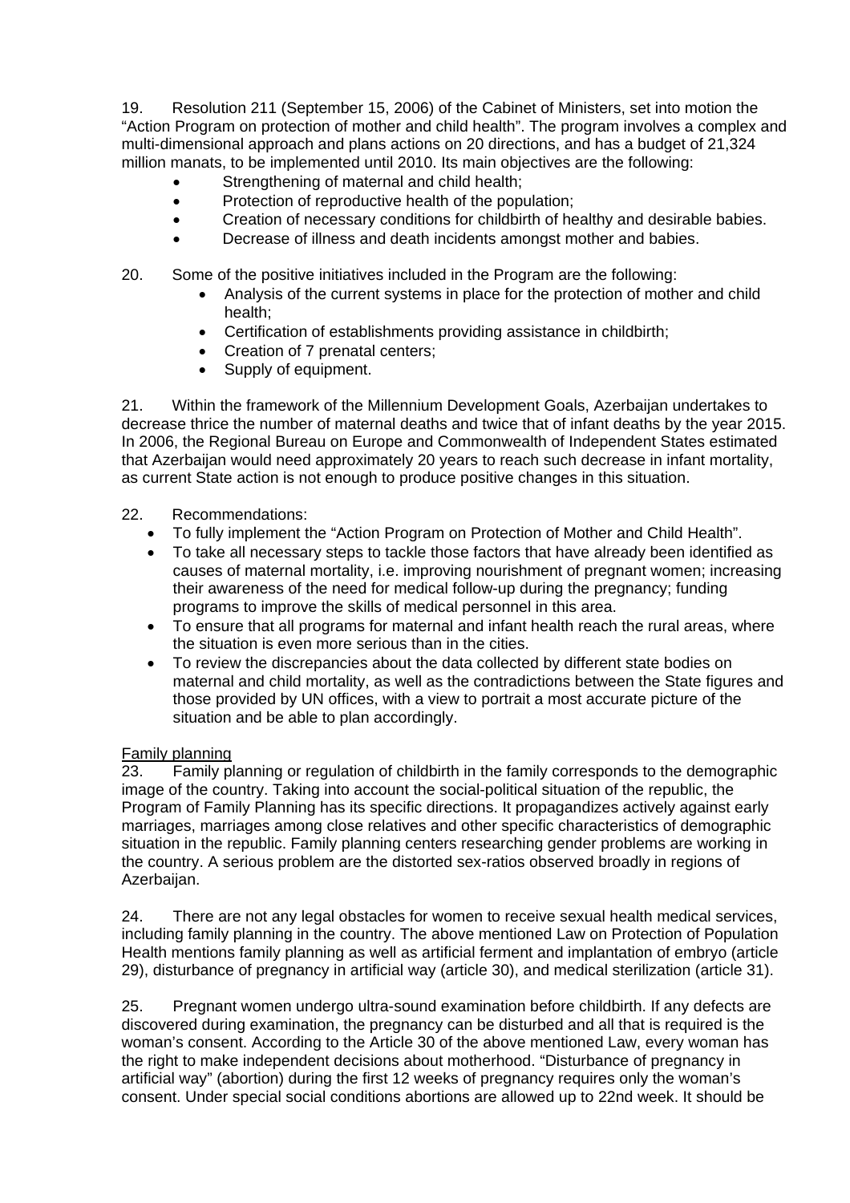19. Resolution 211 (September 15, 2006) of the Cabinet of Ministers, set into motion the "Action Program on protection of mother and child health". The program involves a complex and multi-dimensional approach and plans actions on 20 directions, and has a budget of 21,324 million manats, to be implemented until 2010. Its main objectives are the following:

- Strengthening of maternal and child health;
- Protection of reproductive health of the population;
- Creation of necessary conditions for childbirth of healthy and desirable babies.
- Decrease of illness and death incidents amongst mother and babies.

20. Some of the positive initiatives included in the Program are the following:

- Analysis of the current systems in place for the protection of mother and child health;
- Certification of establishments providing assistance in childbirth;
- Creation of 7 prenatal centers;
- Supply of equipment.

21. Within the framework of the Millennium Development Goals, Azerbaijan undertakes to decrease thrice the number of maternal deaths and twice that of infant deaths by the year 2015. In 2006, the Regional Bureau on Europe and Commonwealth of Independent States estimated that Azerbaijan would need approximately 20 years to reach such decrease in infant mortality, as current State action is not enough to produce positive changes in this situation.

22. Recommendations:

- To fully implement the "Action Program on Protection of Mother and Child Health".
- To take all necessary steps to tackle those factors that have already been identified as causes of maternal mortality, i.e. improving nourishment of pregnant women; increasing their awareness of the need for medical follow-up during the pregnancy; funding programs to improve the skills of medical personnel in this area.
- To ensure that all programs for maternal and infant health reach the rural areas, where the situation is even more serious than in the cities.
- To review the discrepancies about the data collected by different state bodies on maternal and child mortality, as well as the contradictions between the State figures and those provided by UN offices, with a view to portrait a most accurate picture of the situation and be able to plan accordingly.

Family planning

23. Family planning or regulation of childbirth in the family corresponds to the demographic image of the country. Taking into account the social-political situation of the republic, the Program of Family Planning has its specific directions. It propagandizes actively against early marriages, marriages among close relatives and other specific characteristics of demographic situation in the republic. Family planning centers researching gender problems are working in the country. A serious problem are the distorted sex-ratios observed broadly in regions of Azerbaijan.

24. There are not any legal obstacles for women to receive sexual health medical services, including family planning in the country. The above mentioned Law on Protection of Population Health mentions family planning as well as artificial ferment and implantation of embryo (article 29), disturbance of pregnancy in artificial way (article 30), and medical sterilization (article 31).

25. Pregnant women undergo ultra-sound examination before childbirth. If any defects are discovered during examination, the pregnancy can be disturbed and all that is required is the woman's consent. According to the Article 30 of the above mentioned Law, every woman has the right to make independent decisions about motherhood. "Disturbance of pregnancy in artificial way" (abortion) during the first 12 weeks of pregnancy requires only the woman's consent. Under special social conditions abortions are allowed up to 22nd week. It should be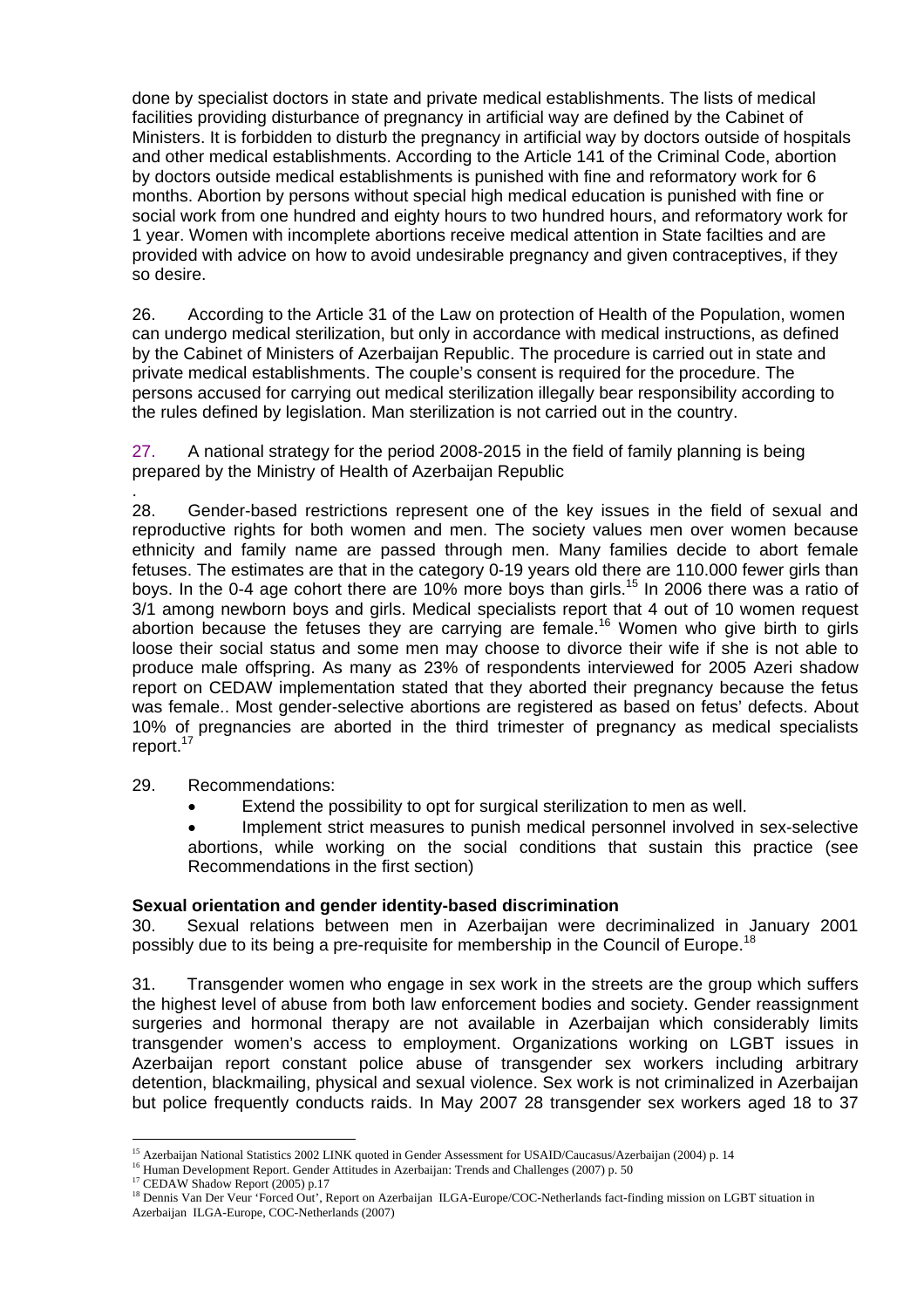done by specialist doctors in state and private medical establishments. The lists of medical facilities providing disturbance of pregnancy in artificial way are defined by the Cabinet of Ministers. It is forbidden to disturb the pregnancy in artificial way by doctors outside of hospitals and other medical establishments. According to the Article 141 of the Criminal Code, abortion by doctors outside medical establishments is punished with fine and reformatory work for 6 months. Abortion by persons without special high medical education is punished with fine or social work from one hundred and eighty hours to two hundred hours, and reformatory work for 1 year. Women with incomplete abortions receive medical attention in State facilties and are provided with advice on how to avoid undesirable pregnancy and given contraceptives, if they so desire.

26. According to the Article 31 of the Law on protection of Health of the Population, women can undergo medical sterilization, but only in accordance with medical instructions, as defined by the Cabinet of Ministers of Azerbaijan Republic. The procedure is carried out in state and private medical establishments. The couple's consent is required for the procedure. The persons accused for carrying out medical sterilization illegally bear responsibility according to the rules defined by legislation. Man sterilization is not carried out in the country.

27. A national strategy for the period 2008-2015 in the field of family planning is being prepared by the Ministry of Health of Azerbaijan Republic

.

28. Gender-based restrictions represent one of the key issues in the field of sexual and reproductive rights for both women and men. The society values men over women because ethnicity and family name are passed through men. Many families decide to abort female fetuses. The estimates are that in the category 0-19 years old there are 110.000 fewer girls than boys. In the 0-4 age cohort there are 10% more boys than girls.[15] In 2006 there was a ratio of 3/1 among newborn boys and girls. Medical specialists report that 4 out of 10 women request abortion because the fetuses they are carrying are female.[16] Women who give birth to girls loose their social status and some men may choose to divorce their wife if she is not able to produce male offspring. As many as 23% of respondents interviewed for 2005 Azeri shadow report on CEDAW implementation stated that they aborted their pregnancy because the fetus was female.. Most gender-selective abortions are registered as based on fetus' defects. About 10% of pregnancies are aborted in the third trimester of pregnancy as medical specialists report.[17]

29. Recommendations:

- Extend the possibility to opt for surgical sterilization to men as well.
- Implement strict measures to punish medical personnel involved in sex-selective abortions, while working on the social conditions that sustain this practice (see Recommendations in the first section)

**Sexual orientation and gender identity-based discrimination**

30. Sexual relations between men in Azerbaijan were decriminalized in January 2001 possibly due to its being a pre-requisite for membership in the Council of Europe.[18]

31. Transgender women who engage in sex work in the streets are the group which suffers the highest level of abuse from both law enforcement bodies and society. Gender reassignment surgeries and hormonal therapy are not available in Azerbaijan which considerably limits transgender women's access to employment. Organizations working on LGBT issues in Azerbaijan report constant police abuse of transgender sex workers including arbitrary detention, blackmailing, physical and sexual violence. Sex work is not criminalized in Azerbaijan but police frequently conducts raids. In May 2007 28 transgender sex workers aged 18 to 37

---

[15] Azerbaijan National Statistics 2002 LINK quoted in Gender Assessment for USAID/Caucasus/Azerbaijan (2004) p. 14

[16] Human Development Report. Gender Attitudes in Azerbaijan: Trends and Challenges (2007) p. 50

[17] CEDAW Shadow Report (2005) p.17

[18] Dennis Van Der Veur 'Forced Out', Report on Azerbaijan ILGA-Europe/COC-Netherlands fact-finding mission on LGBT situation in Azerbaijan ILGA-Europe, COC-Netherlands (2007)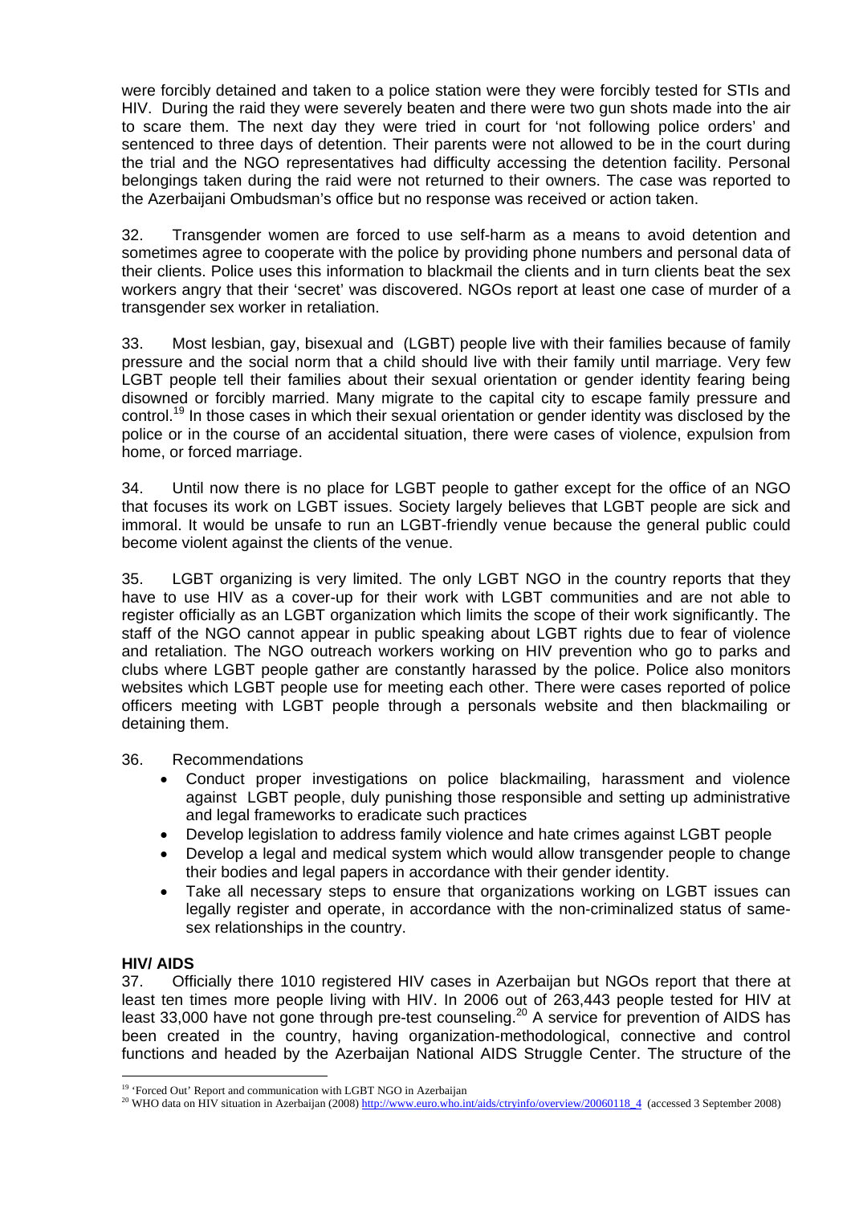were forcibly detained and taken to a police station were they were forcibly tested for STIs and HIV. During the raid they were severely beaten and there were two gun shots made into the air to scare them. The next day they were tried in court for 'not following police orders' and sentenced to three days of detention. Their parents were not allowed to be in the court during the trial and the NGO representatives had difficulty accessing the detention facility. Personal belongings taken during the raid were not returned to their owners. The case was reported to the Azerbaijani Ombudsman's office but no response was received or action taken.

32. Transgender women are forced to use self-harm as a means to avoid detention and sometimes agree to cooperate with the police by providing phone numbers and personal data of their clients. Police uses this information to blackmail the clients and in turn clients beat the sex workers angry that their 'secret' was discovered. NGOs report at least one case of murder of a transgender sex worker in retaliation.

33. Most lesbian, gay, bisexual and (LGBT) people live with their families because of family pressure and the social norm that a child should live with their family until marriage. Very few LGBT people tell their families about their sexual orientation or gender identity fearing being disowned or forcibly married. Many migrate to the capital city to escape family pressure and control.[19] In those cases in which their sexual orientation or gender identity was disclosed by the police or in the course of an accidental situation, there were cases of violence, expulsion from home, or forced marriage.

34. Until now there is no place for LGBT people to gather except for the office of an NGO that focuses its work on LGBT issues. Society largely believes that LGBT people are sick and immoral. It would be unsafe to run an LGBT-friendly venue because the general public could become violent against the clients of the venue.

35. LGBT organizing is very limited. The only LGBT NGO in the country reports that they have to use HIV as a cover-up for their work with LGBT communities and are not able to register officially as an LGBT organization which limits the scope of their work significantly. The staff of the NGO cannot appear in public speaking about LGBT rights due to fear of violence and retaliation. The NGO outreach workers working on HIV prevention who go to parks and clubs where LGBT people gather are constantly harassed by the police. Police also monitors websites which LGBT people use for meeting each other. There were cases reported of police officers meeting with LGBT people through a personals website and then blackmailing or detaining them.

36. Recommendations

- Conduct proper investigations on police blackmailing, harassment and violence against LGBT people, duly punishing those responsible and setting up administrative and legal frameworks to eradicate such practices
- Develop legislation to address family violence and hate crimes against LGBT people
- Develop a legal and medical system which would allow transgender people to change their bodies and legal papers in accordance with their gender identity.
- Take all necessary steps to ensure that organizations working on LGBT issues can legally register and operate, in accordance with the non-criminalized status of same-sex relationships in the country.

**HIV/ AIDS**

37. Officially there 1010 registered HIV cases in Azerbaijan but NGOs report that there at least ten times more people living with HIV. In 2006 out of 263,443 people tested for HIV at least 33,000 have not gone through pre-test counseling.[20] A service for prevention of AIDS has been created in the country, having organization-methodological, connective and control functions and headed by the Azerbaijan National AIDS Struggle Center. The structure of the

---

[19] 'Forced Out' Report and communication with LGBT NGO in Azerbaijan

[20] WHO data on HIV situation in Azerbaijan (2008) http://www.euro.who.int/aids/ctryinfo/overview/20060118_4 (accessed 3 September 2008)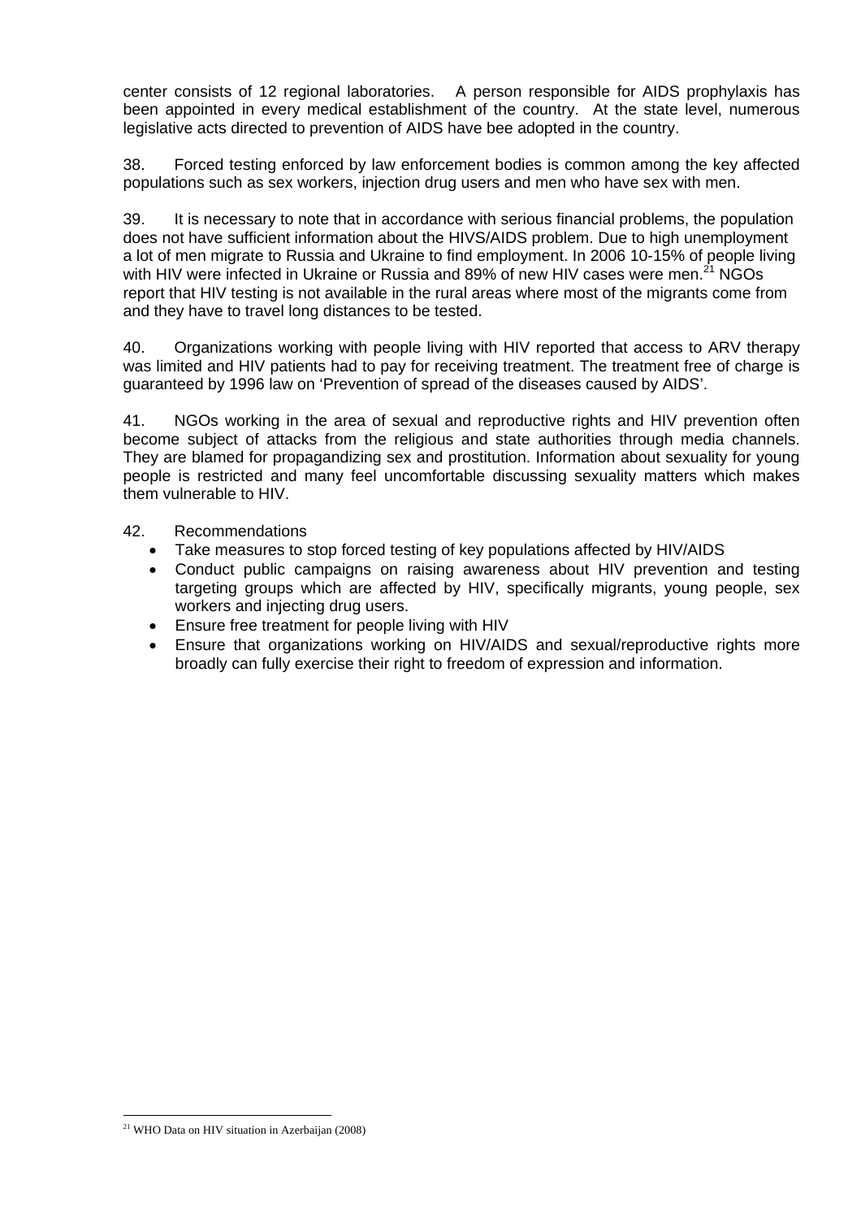center consists of 12 regional laboratories. A person responsible for AIDS prophylaxis has been appointed in every medical establishment of the country. At the state level, numerous legislative acts directed to prevention of AIDS have bee adopted in the country.

38. Forced testing enforced by law enforcement bodies is common among the key affected populations such as sex workers, injection drug users and men who have sex with men.

39. It is necessary to note that in accordance with serious financial problems, the population does not have sufficient information about the HIVS/AIDS problem. Due to high unemployment a lot of men migrate to Russia and Ukraine to find employment. In 2006 10-15% of people living with HIV were infected in Ukraine or Russia and 89% of new HIV cases were men.[21] NGOs report that HIV testing is not available in the rural areas where most of the migrants come from and they have to travel long distances to be tested.

40. Organizations working with people living with HIV reported that access to ARV therapy was limited and HIV patients had to pay for receiving treatment. The treatment free of charge is guaranteed by 1996 law on 'Prevention of spread of the diseases caused by AIDS'.

41. NGOs working in the area of sexual and reproductive rights and HIV prevention often become subject of attacks from the religious and state authorities through media channels. They are blamed for propagandizing sex and prostitution. Information about sexuality for young people is restricted and many feel uncomfortable discussing sexuality matters which makes them vulnerable to HIV.

42. Recommendations

- Take measures to stop forced testing of key populations affected by HIV/AIDS
- Conduct public campaigns on raising awareness about HIV prevention and testing targeting groups which are affected by HIV, specifically migrants, young people, sex workers and injecting drug users.
- Ensure free treatment for people living with HIV
- Ensure that organizations working on HIV/AIDS and sexual/reproductive rights more broadly can fully exercise their right to freedom of expression and information.

[21] WHO Data on HIV situation in Azerbaijan (2008)